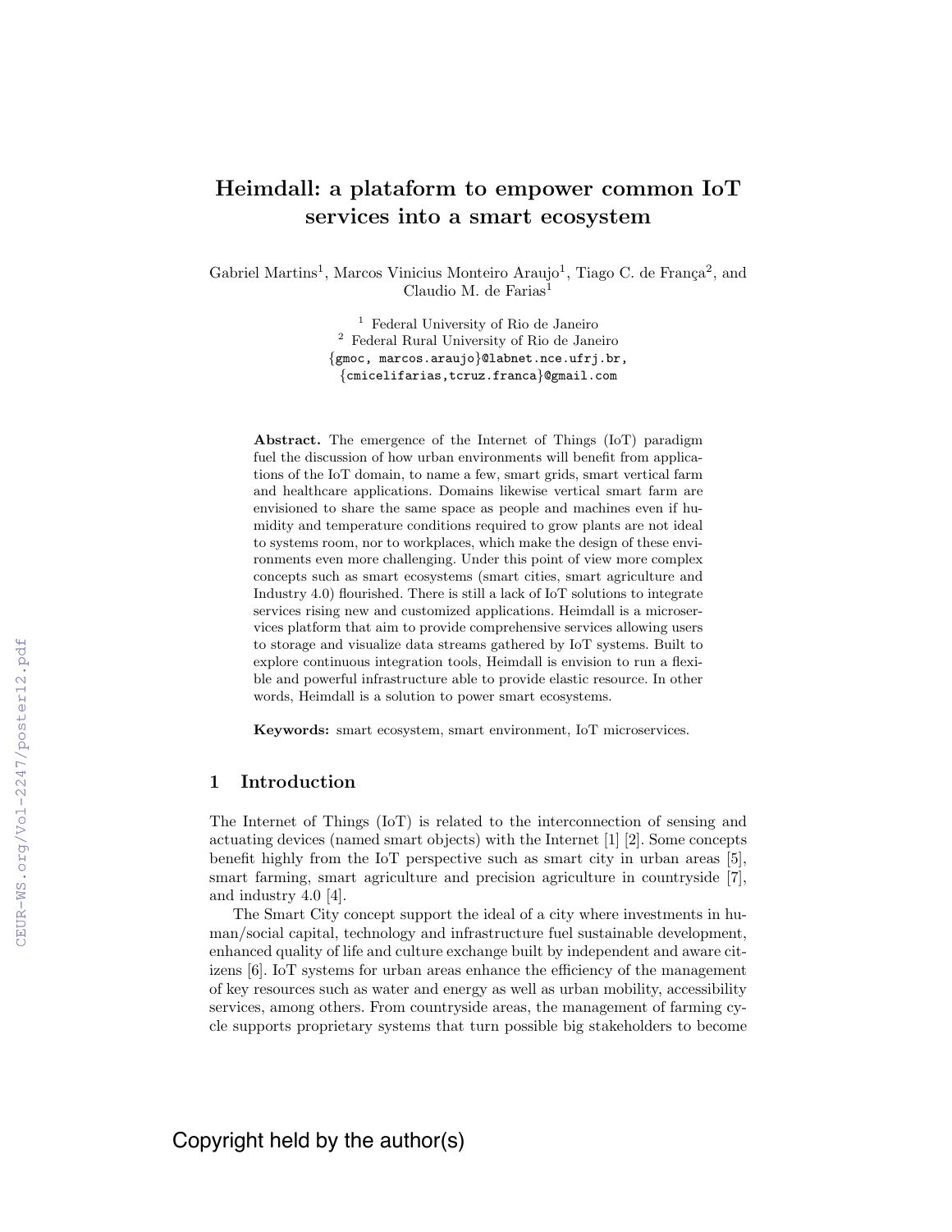# Heimdall: a plataform to empower common IoT services into a smart ecosystem

Gabriel Martins[1], Marcos Vinicius Monteiro Araujo[1], Tiago C. de França[2], and Claudio M. de Farias[1]

[1] Federal University of Rio de Janeiro
[2] Federal Rural University of Rio de Janeiro
{gmoc, marcos.araujo}@labnet.nce.ufrj.br,
{cmicelifarias,tcruz.franca}@gmail.com

**Abstract.** The emergence of the Internet of Things (IoT) paradigm fuel the discussion of how urban environments will benefit from applications of the IoT domain, to name a few, smart grids, smart vertical farm and healthcare applications. Domains likewise vertical smart farm are envisioned to share the same space as people and machines even if humidity and temperature conditions required to grow plants are not ideal to systems room, nor to workplaces, which make the design of these environments even more challenging. Under this point of view more complex concepts such as smart ecosystems (smart cities, smart agriculture and Industry 4.0) flourished. There is still a lack of IoT solutions to integrate services rising new and customized applications. Heimdall is a microservices platform that aim to provide comprehensive services allowing users to storage and visualize data streams gathered by IoT systems. Built to explore continuous integration tools, Heimdall is envision to run a flexible and powerful infrastructure able to provide elastic resource. In other words, Heimdall is a solution to power smart ecosystems.

**Keywords:** smart ecosystem, smart environment, IoT microservices.

## 1 Introduction

The Internet of Things (IoT) is related to the interconnection of sensing and actuating devices (named smart objects) with the Internet [1] [2]. Some concepts benefit highly from the IoT perspective such as smart city in urban areas [5], smart farming, smart agriculture and precision agriculture in countryside [7], and industry 4.0 [4].

The Smart City concept support the ideal of a city where investments in human/social capital, technology and infrastructure fuel sustainable development, enhanced quality of life and culture exchange built by independent and aware citizens [6]. IoT systems for urban areas enhance the efficiency of the management of key resources such as water and energy as well as urban mobility, accessibility services, among others. From countryside areas, the management of farming cycle supports proprietary systems that turn possible big stakeholders to become

Copyright held by the author(s)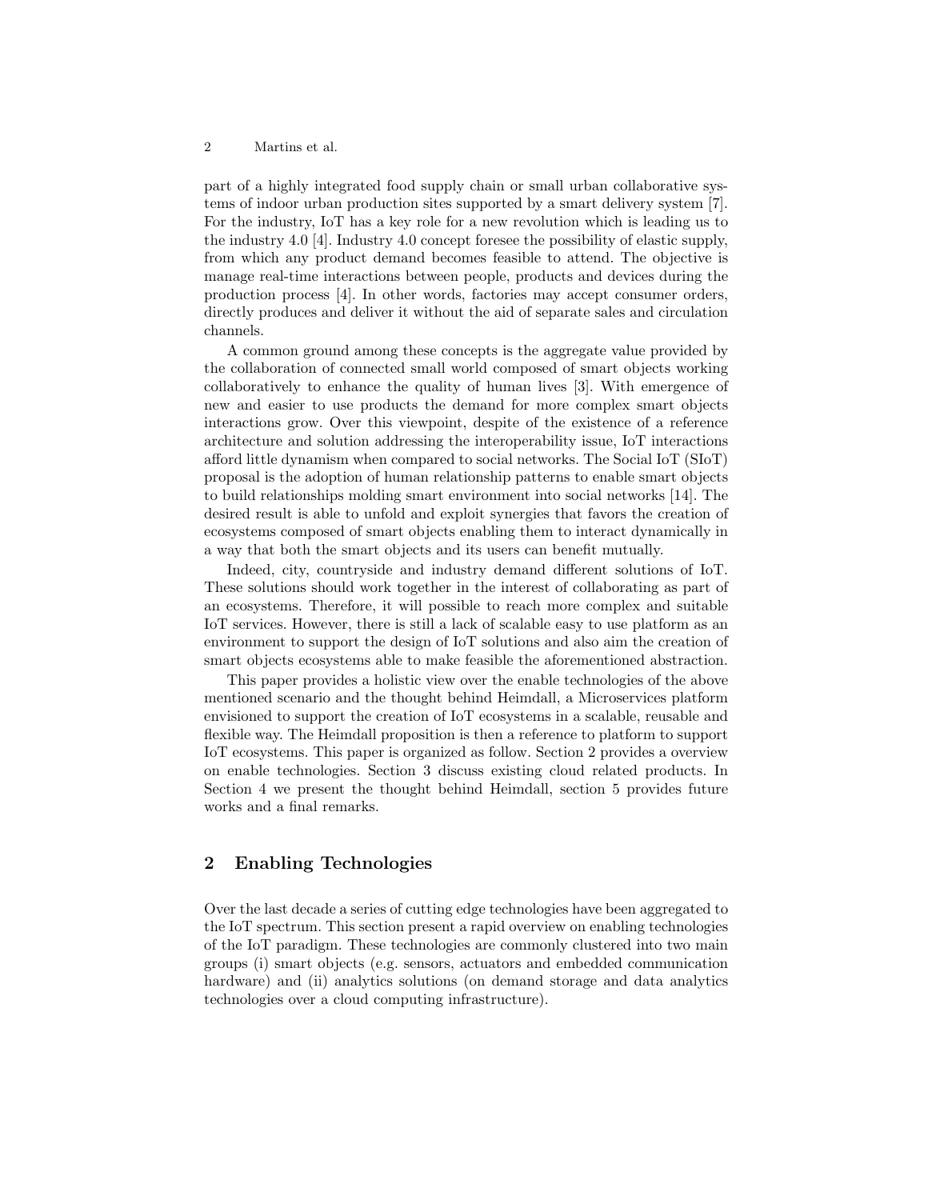part of a highly integrated food supply chain or small urban collaborative systems of indoor urban production sites supported by a smart delivery system [7]. For the industry, IoT has a key role for a new revolution which is leading us to the industry 4.0 [4]. Industry 4.0 concept foresee the possibility of elastic supply, from which any product demand becomes feasible to attend. The objective is manage real-time interactions between people, products and devices during the production process [4]. In other words, factories may accept consumer orders, directly produces and deliver it without the aid of separate sales and circulation channels.

A common ground among these concepts is the aggregate value provided by the collaboration of connected small world composed of smart objects working collaboratively to enhance the quality of human lives [3]. With emergence of new and easier to use products the demand for more complex smart objects interactions grow. Over this viewpoint, despite of the existence of a reference architecture and solution addressing the interoperability issue, IoT interactions afford little dynamism when compared to social networks. The Social IoT (SIoT) proposal is the adoption of human relationship patterns to enable smart objects to build relationships molding smart environment into social networks [14]. The desired result is able to unfold and exploit synergies that favors the creation of ecosystems composed of smart objects enabling them to interact dynamically in a way that both the smart objects and its users can benefit mutually.

Indeed, city, countryside and industry demand different solutions of IoT. These solutions should work together in the interest of collaborating as part of an ecosystems. Therefore, it will possible to reach more complex and suitable IoT services. However, there is still a lack of scalable easy to use platform as an environment to support the design of IoT solutions and also aim the creation of smart objects ecosystems able to make feasible the aforementioned abstraction.

This paper provides a holistic view over the enable technologies of the above mentioned scenario and the thought behind Heimdall, a Microservices platform envisioned to support the creation of IoT ecosystems in a scalable, reusable and flexible way. The Heimdall proposition is then a reference to platform to support IoT ecosystems. This paper is organized as follow. Section 2 provides a overview on enable technologies. Section 3 discuss existing cloud related products. In Section 4 we present the thought behind Heimdall, section 5 provides future works and a final remarks.

## 2 Enabling Technologies

Over the last decade a series of cutting edge technologies have been aggregated to the IoT spectrum. This section present a rapid overview on enabling technologies of the IoT paradigm. These technologies are commonly clustered into two main groups (i) smart objects (e.g. sensors, actuators and embedded communication hardware) and (ii) analytics solutions (on demand storage and data analytics technologies over a cloud computing infrastructure).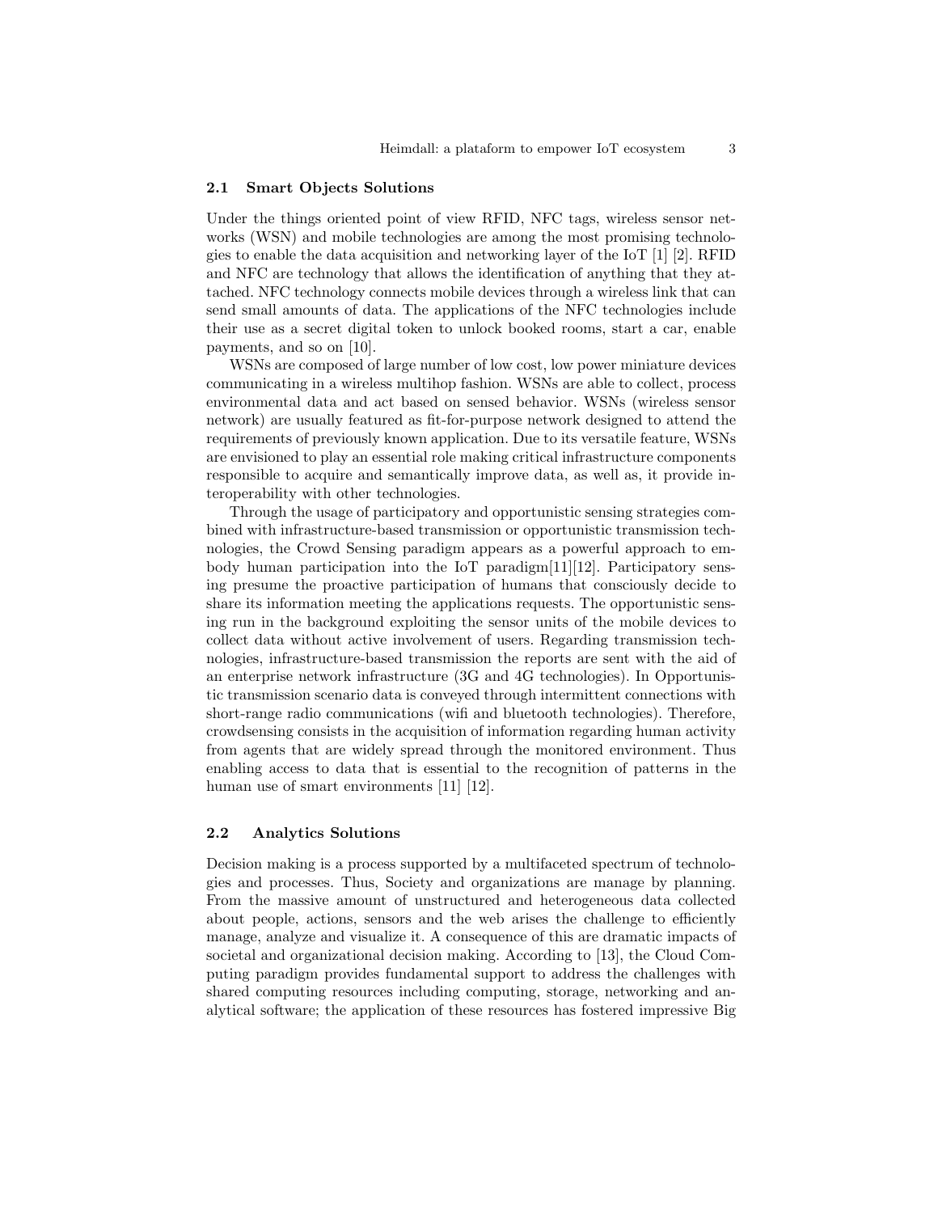### 2.1 Smart Objects Solutions

Under the things oriented point of view RFID, NFC tags, wireless sensor networks (WSN) and mobile technologies are among the most promising technologies to enable the data acquisition and networking layer of the IoT [1] [2]. RFID and NFC are technology that allows the identification of anything that they attached. NFC technology connects mobile devices through a wireless link that can send small amounts of data. The applications of the NFC technologies include their use as a secret digital token to unlock booked rooms, start a car, enable payments, and so on [10].

WSNs are composed of large number of low cost, low power miniature devices communicating in a wireless multihop fashion. WSNs are able to collect, process environmental data and act based on sensed behavior. WSNs (wireless sensor network) are usually featured as fit-for-purpose network designed to attend the requirements of previously known application. Due to its versatile feature, WSNs are envisioned to play an essential role making critical infrastructure components responsible to acquire and semantically improve data, as well as, it provide interoperability with other technologies.

Through the usage of participatory and opportunistic sensing strategies combined with infrastructure-based transmission or opportunistic transmission technologies, the Crowd Sensing paradigm appears as a powerful approach to embody human participation into the IoT paradigm[11][12]. Participatory sensing presume the proactive participation of humans that consciously decide to share its information meeting the applications requests. The opportunistic sensing run in the background exploiting the sensor units of the mobile devices to collect data without active involvement of users. Regarding transmission technologies, infrastructure-based transmission the reports are sent with the aid of an enterprise network infrastructure (3G and 4G technologies). In Opportunistic transmission scenario data is conveyed through intermittent connections with short-range radio communications (wifi and bluetooth technologies). Therefore, crowdsensing consists in the acquisition of information regarding human activity from agents that are widely spread through the monitored environment. Thus enabling access to data that is essential to the recognition of patterns in the human use of smart environments [11] [12].

### 2.2 Analytics Solutions

Decision making is a process supported by a multifaceted spectrum of technologies and processes. Thus, Society and organizations are manage by planning. From the massive amount of unstructured and heterogeneous data collected about people, actions, sensors and the web arises the challenge to efficiently manage, analyze and visualize it. A consequence of this are dramatic impacts of societal and organizational decision making. According to [13], the Cloud Computing paradigm provides fundamental support to address the challenges with shared computing resources including computing, storage, networking and analytical software; the application of these resources has fostered impressive Big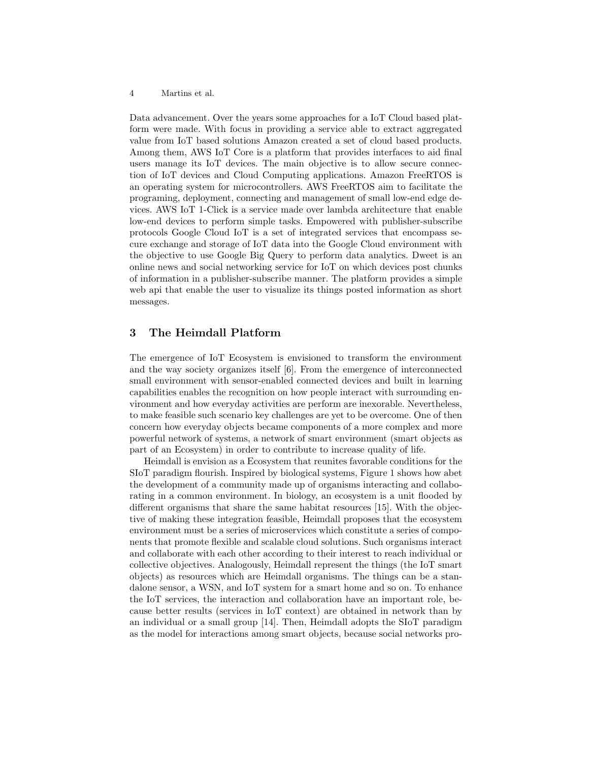Data advancement. Over the years some approaches for a IoT Cloud based platform were made. With focus in providing a service able to extract aggregated value from IoT based solutions Amazon created a set of cloud based products. Among them, AWS IoT Core is a platform that provides interfaces to aid final users manage its IoT devices. The main objective is to allow secure connection of IoT devices and Cloud Computing applications. Amazon FreeRTOS is an operating system for microcontrollers. AWS FreeRTOS aim to facilitate the programing, deployment, connecting and management of small low-end edge devices. AWS IoT 1-Click is a service made over lambda architecture that enable low-end devices to perform simple tasks. Empowered with publisher-subscribe protocols Google Cloud IoT is a set of integrated services that encompass secure exchange and storage of IoT data into the Google Cloud environment with the objective to use Google Big Query to perform data analytics. Dweet is an online news and social networking service for IoT on which devices post chunks of information in a publisher-subscribe manner. The platform provides a simple web api that enable the user to visualize its things posted information as short messages.

## 3 The Heimdall Platform

The emergence of IoT Ecosystem is envisioned to transform the environment and the way society organizes itself [6]. From the emergence of interconnected small environment with sensor-enabled connected devices and built in learning capabilities enables the recognition on how people interact with surrounding environment and how everyday activities are perform are inexorable. Nevertheless, to make feasible such scenario key challenges are yet to be overcome. One of then concern how everyday objects became components of a more complex and more powerful network of systems, a network of smart environment (smart objects as part of an Ecosystem) in order to contribute to increase quality of life.

Heimdall is envision as a Ecosystem that reunites favorable conditions for the SIoT paradigm flourish. Inspired by biological systems, Figure 1 shows how abet the development of a community made up of organisms interacting and collaborating in a common environment. In biology, an ecosystem is a unit flooded by different organisms that share the same habitat resources [15]. With the objective of making these integration feasible, Heimdall proposes that the ecosystem environment must be a series of microservices which constitute a series of components that promote flexible and scalable cloud solutions. Such organisms interact and collaborate with each other according to their interest to reach individual or collective objectives. Analogously, Heimdall represent the things (the IoT smart objects) as resources which are Heimdall organisms. The things can be a standalone sensor, a WSN, and IoT system for a smart home and so on. To enhance the IoT services, the interaction and collaboration have an important role, because better results (services in IoT context) are obtained in network than by an individual or a small group [14]. Then, Heimdall adopts the SIoT paradigm as the model for interactions among smart objects, because social networks pro-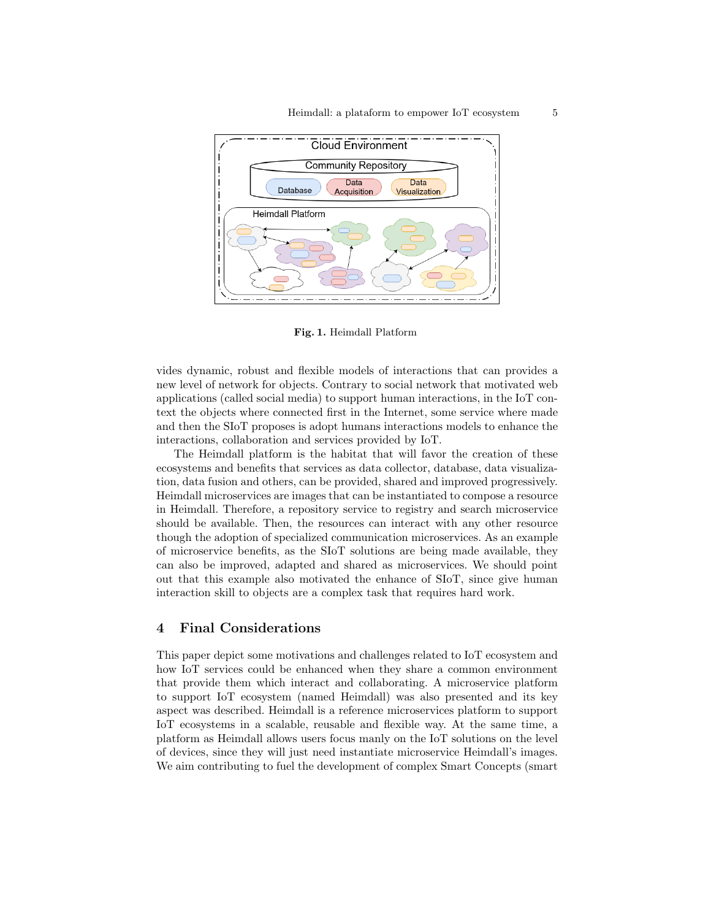**Fig. 1.** Heimdall Platform

vides dynamic, robust and flexible models of interactions that can provides a new level of network for objects. Contrary to social network that motivated web applications (called social media) to support human interactions, in the IoT context the objects where connected first in the Internet, some service where made and then the SIoT proposes is adopt humans interactions models to enhance the interactions, collaboration and services provided by IoT.

The Heimdall platform is the habitat that will favor the creation of these ecosystems and benefits that services as data collector, database, data visualization, data fusion and others, can be provided, shared and improved progressively. Heimdall microservices are images that can be instantiated to compose a resource in Heimdall. Therefore, a repository service to registry and search microservice should be available. Then, the resources can interact with any other resource though the adoption of specialized communication microservices. As an example of microservice benefits, as the SIoT solutions are being made available, they can also be improved, adapted and shared as microservices. We should point out that this example also motivated the enhance of SIoT, since give human interaction skill to objects are a complex task that requires hard work.

## 4 Final Considerations

This paper depict some motivations and challenges related to IoT ecosystem and how IoT services could be enhanced when they share a common environment that provide them which interact and collaborating. A microservice platform to support IoT ecosystem (named Heimdall) was also presented and its key aspect was described. Heimdall is a reference microservices platform to support IoT ecosystems in a scalable, reusable and flexible way. At the same time, a platform as Heimdall allows users focus manly on the IoT solutions on the level of devices, since they will just need instantiate microservice Heimdall's images. We aim contributing to fuel the development of complex Smart Concepts (smart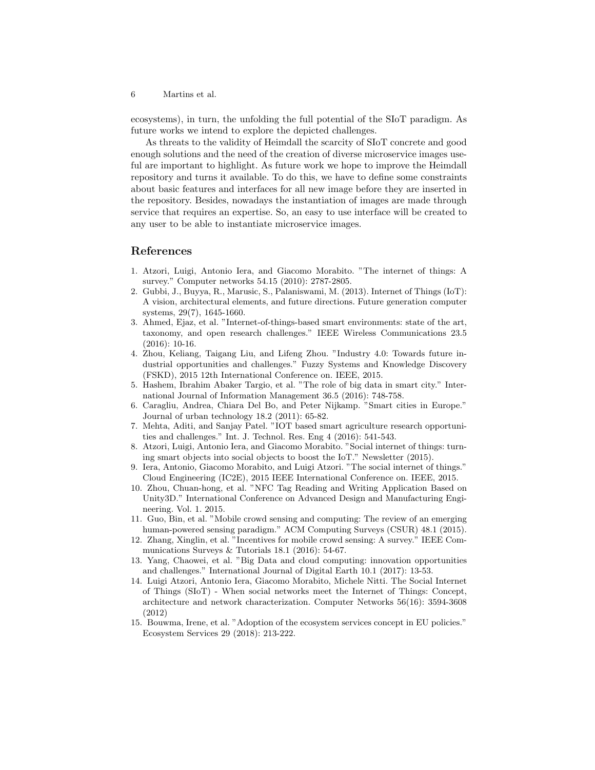ecosystems), in turn, the unfolding the full potential of the SIoT paradigm. As future works we intend to explore the depicted challenges.

As threats to the validity of Heimdall the scarcity of SIoT concrete and good enough solutions and the need of the creation of diverse microservice images useful are important to highlight. As future work we hope to improve the Heimdall repository and turns it available. To do this, we have to define some constraints about basic features and interfaces for all new image before they are inserted in the repository. Besides, nowadays the instantiation of images are made through service that requires an expertise. So, an easy to use interface will be created to any user to be able to instantiate microservice images.

## References

1. Atzori, Luigi, Antonio Iera, and Giacomo Morabito. "The internet of things: A survey." Computer networks 54.15 (2010): 2787-2805.
2. Gubbi, J., Buyya, R., Marusic, S., Palaniswami, M. (2013). Internet of Things (IoT): A vision, architectural elements, and future directions. Future generation computer systems, 29(7), 1645-1660.
3. Ahmed, Ejaz, et al. "Internet-of-things-based smart environments: state of the art, taxonomy, and open research challenges." IEEE Wireless Communications 23.5 (2016): 10-16.
4. Zhou, Keliang, Taigang Liu, and Lifeng Zhou. "Industry 4.0: Towards future industrial opportunities and challenges." Fuzzy Systems and Knowledge Discovery (FSKD), 2015 12th International Conference on. IEEE, 2015.
5. Hashem, Ibrahim Abaker Targio, et al. "The role of big data in smart city." International Journal of Information Management 36.5 (2016): 748-758.
6. Caragliu, Andrea, Chiara Del Bo, and Peter Nijkamp. "Smart cities in Europe." Journal of urban technology 18.2 (2011): 65-82.
7. Mehta, Aditi, and Sanjay Patel. "IOT based smart agriculture research opportunities and challenges." Int. J. Technol. Res. Eng 4 (2016): 541-543.
8. Atzori, Luigi, Antonio Iera, and Giacomo Morabito. "Social internet of things: turning smart objects into social objects to boost the IoT." Newsletter (2015).
9. Iera, Antonio, Giacomo Morabito, and Luigi Atzori. "The social internet of things." Cloud Engineering (IC2E), 2015 IEEE International Conference on. IEEE, 2015.
10. Zhou, Chuan-hong, et al. "NFC Tag Reading and Writing Application Based on Unity3D." International Conference on Advanced Design and Manufacturing Engineering. Vol. 1. 2015.
11. Guo, Bin, et al. "Mobile crowd sensing and computing: The review of an emerging human-powered sensing paradigm." ACM Computing Surveys (CSUR) 48.1 (2015).
12. Zhang, Xinglin, et al. "Incentives for mobile crowd sensing: A survey." IEEE Communications Surveys & Tutorials 18.1 (2016): 54-67.
13. Yang, Chaowei, et al. "Big Data and cloud computing: innovation opportunities and challenges." International Journal of Digital Earth 10.1 (2017): 13-53.
14. Luigi Atzori, Antonio Iera, Giacomo Morabito, Michele Nitti. The Social Internet of Things (SIoT) - When social networks meet the Internet of Things: Concept, architecture and network characterization. Computer Networks 56(16): 3594-3608 (2012)
15. Bouwma, Irene, et al. "Adoption of the ecosystem services concept in EU policies." Ecosystem Services 29 (2018): 213-222.